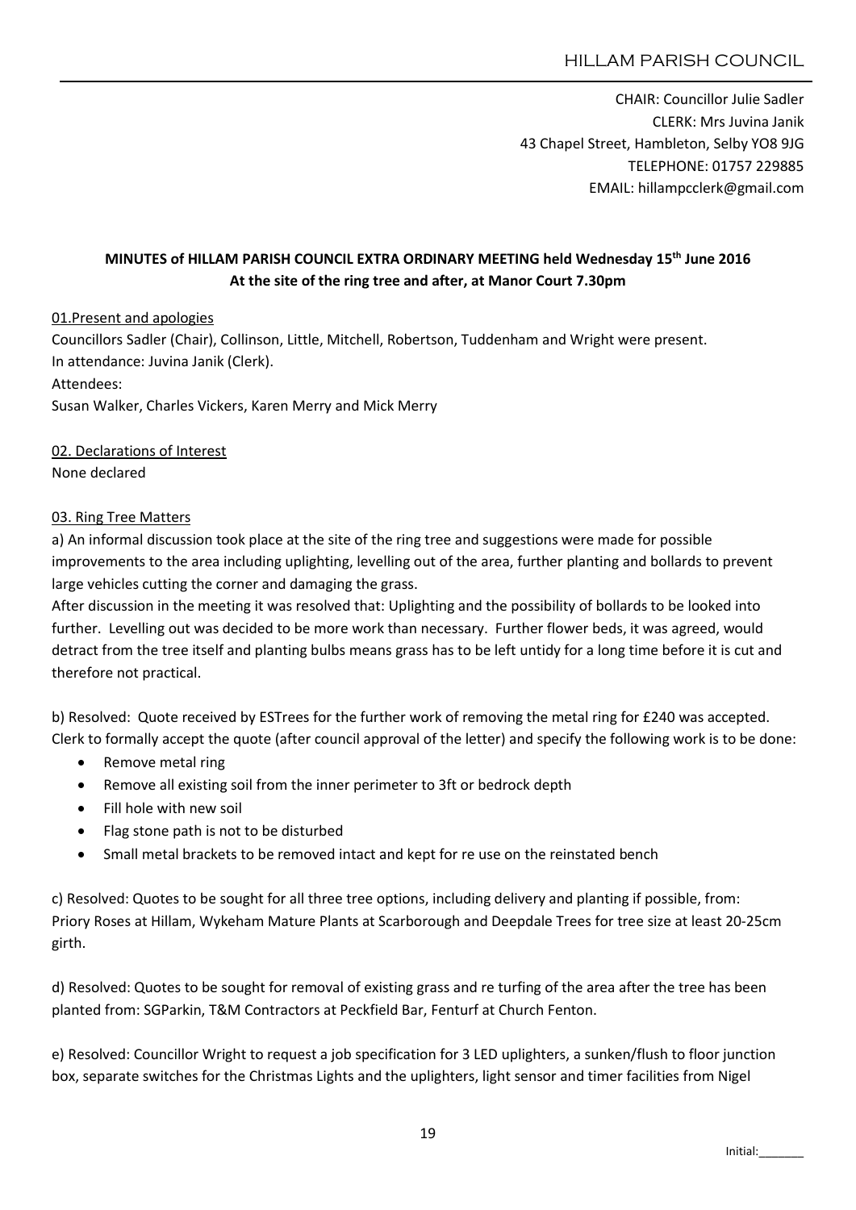CHAIR: Councillor Julie Sadler
CLERK: Mrs Juvina Janik
43 Chapel Street, Hambleton, Selby YO8 9JG
TELEPHONE: 01757 229885
EMAIL: hillampcclerk@gmail.com

**MINUTES of HILLAM PARISH COUNCIL EXTRA ORDINARY MEETING held Wednesday 15th June 2016**
**At the site of the ring tree and after, at Manor Court 7.30pm**

01.Present and apologies

Councillors Sadler (Chair), Collinson, Little, Mitchell, Robertson, Tuddenham and Wright were present.
In attendance: Juvina Janik (Clerk).
Attendees:
Susan Walker, Charles Vickers, Karen Merry and Mick Merry

02. Declarations of Interest

None declared

03. Ring Tree Matters

a) An informal discussion took place at the site of the ring tree and suggestions were made for possible improvements to the area including uplighting, levelling out of the area, further planting and bollards to prevent large vehicles cutting the corner and damaging the grass.
After discussion in the meeting it was resolved that: Uplighting and the possibility of bollards to be looked into further. Levelling out was decided to be more work than necessary. Further flower beds, it was agreed, would detract from the tree itself and planting bulbs means grass has to be left untidy for a long time before it is cut and therefore not practical.

b) Resolved: Quote received by ESTrees for the further work of removing the metal ring for £240 was accepted. Clerk to formally accept the quote (after council approval of the letter) and specify the following work is to be done:

- Remove metal ring
- Remove all existing soil from the inner perimeter to 3ft or bedrock depth
- Fill hole with new soil
- Flag stone path is not to be disturbed
- Small metal brackets to be removed intact and kept for re use on the reinstated bench

c) Resolved: Quotes to be sought for all three tree options, including delivery and planting if possible, from: Priory Roses at Hillam, Wykeham Mature Plants at Scarborough and Deepdale Trees for tree size at least 20-25cm girth.

d) Resolved: Quotes to be sought for removal of existing grass and re turfing of the area after the tree has been planted from: SGParkin, T&M Contractors at Peckfield Bar, Fenturf at Church Fenton.

e) Resolved: Councillor Wright to request a job specification for 3 LED uplighters, a sunken/flush to floor junction box, separate switches for the Christmas Lights and the uplighters, light sensor and timer facilities from Nigel

Initial:_______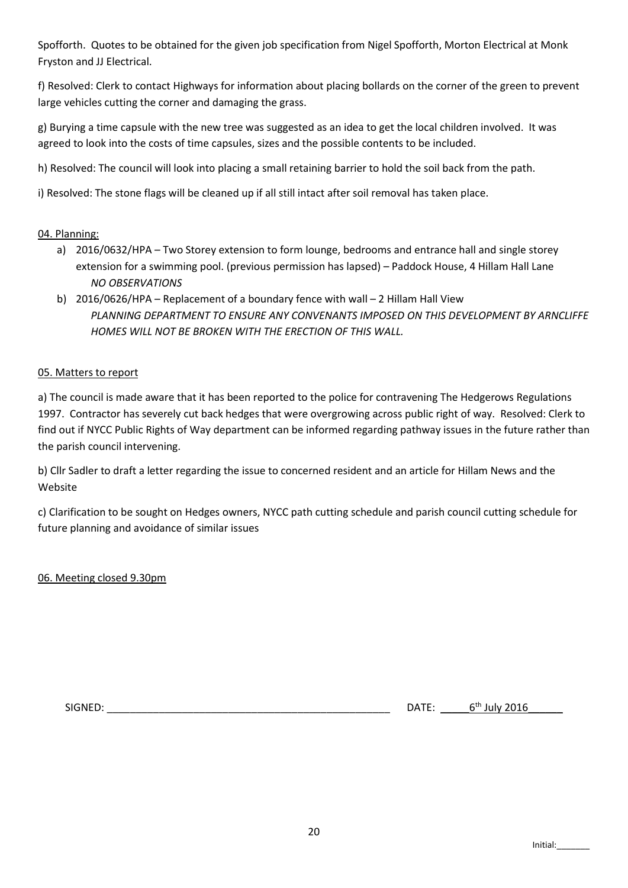Spofforth. Quotes to be obtained for the given job specification from Nigel Spofforth, Morton Electrical at Monk Fryston and JJ Electrical.

f) Resolved: Clerk to contact Highways for information about placing bollards on the corner of the green to prevent large vehicles cutting the corner and damaging the grass.

g) Burying a time capsule with the new tree was suggested as an idea to get the local children involved. It was agreed to look into the costs of time capsules, sizes and the possible contents to be included.

h) Resolved: The council will look into placing a small retaining barrier to hold the soil back from the path.

i) Resolved: The stone flags will be cleaned up if all still intact after soil removal has taken place.

04. Planning:

a) 2016/0632/HPA – Two Storey extension to form lounge, bedrooms and entrance hall and single storey extension for a swimming pool. (previous permission has lapsed) – Paddock House, 4 Hillam Hall Lane
   *NO OBSERVATIONS*

b) 2016/0626/HPA – Replacement of a boundary fence with wall – 2 Hillam Hall View
   *PLANNING DEPARTMENT TO ENSURE ANY CONVENANTS IMPOSED ON THIS DEVELOPMENT BY ARNCLIFFE HOMES WILL NOT BE BROKEN WITH THE ERECTION OF THIS WALL.*

05. Matters to report

a) The council is made aware that it has been reported to the police for contravening The Hedgerows Regulations 1997. Contractor has severely cut back hedges that were overgrowing across public right of way. Resolved: Clerk to find out if NYCC Public Rights of Way department can be informed regarding pathway issues in the future rather than the parish council intervening.

b) Cllr Sadler to draft a letter regarding the issue to concerned resident and an article for Hillam News and the Website

c) Clarification to be sought on Hedges owners, NYCC path cutting schedule and parish council cutting schedule for future planning and avoidance of similar issues

06. Meeting closed 9.30pm

SIGNED: ______________________________ DATE: 6th July 2016

Initial:______